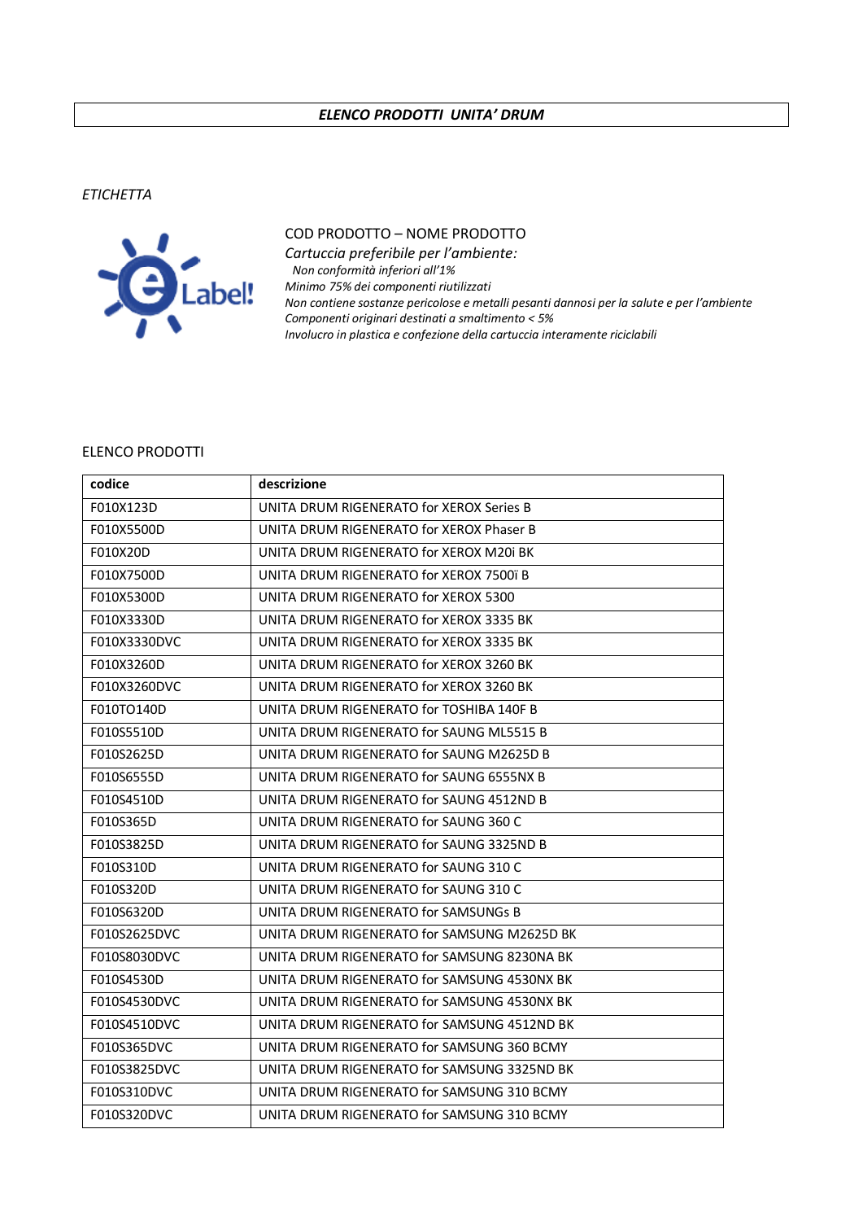# *ELENCO PRODOTTI UNITA' DRUM*

*ETICHETTA*

COD PRODOTTO – NOME PRODOTTO

*Cartuccia preferibile per l'ambiente:*

*Non conformità inferiori all'1%*

*Minimo 75% dei componenti riutilizzati*

*Non contiene sostanze pericolose e metalli pesanti dannosi per la salute e per l'ambiente*

*Componenti originari destinati a smaltimento < 5%*

*Involucro in plastica e confezione della cartuccia interamente riciclabili*

ELENCO PRODOTTI

| codice | descrizione |
|---|---|
| F010X123D | UNITA DRUM RIGENERATO for XEROX Series B |
| F010X5500D | UNITA DRUM RIGENERATO for XEROX Phaser B |
| F010X20D | UNITA DRUM RIGENERATO for XEROX M20i BK |
| F010X7500D | UNITA DRUM RIGENERATO for XEROX 7500ï B |
| F010X5300D | UNITA DRUM RIGENERATO for XEROX 5300 |
| F010X3330D | UNITA DRUM RIGENERATO for XEROX 3335 BK |
| F010X3330DVC | UNITA DRUM RIGENERATO for XEROX 3335 BK |
| F010X3260D | UNITA DRUM RIGENERATO for XEROX 3260 BK |
| F010X3260DVC | UNITA DRUM RIGENERATO for XEROX 3260 BK |
| F010TO140D | UNITA DRUM RIGENERATO for TOSHIBA 140F B |
| F010S5510D | UNITA DRUM RIGENERATO for SAUNG ML5515 B |
| F010S2625D | UNITA DRUM RIGENERATO for SAUNG M2625D B |
| F010S6555D | UNITA DRUM RIGENERATO for SAUNG 6555NX B |
| F010S4510D | UNITA DRUM RIGENERATO for SAUNG 4512ND B |
| F010S365D | UNITA DRUM RIGENERATO for SAUNG 360 C |
| F010S3825D | UNITA DRUM RIGENERATO for SAUNG 3325ND B |
| F010S310D | UNITA DRUM RIGENERATO for SAUNG 310 C |
| F010S320D | UNITA DRUM RIGENERATO for SAUNG 310 C |
| F010S6320D | UNITA DRUM RIGENERATO for SAMSUNGs B |
| F010S2625DVC | UNITA DRUM RIGENERATO for SAMSUNG M2625D BK |
| F010S8030DVC | UNITA DRUM RIGENERATO for SAMSUNG 8230NA BK |
| F010S4530D | UNITA DRUM RIGENERATO for SAMSUNG 4530NX BK |
| F010S4530DVC | UNITA DRUM RIGENERATO for SAMSUNG 4530NX BK |
| F010S4510DVC | UNITA DRUM RIGENERATO for SAMSUNG 4512ND BK |
| F010S365DVC | UNITA DRUM RIGENERATO for SAMSUNG 360 BCMY |
| F010S3825DVC | UNITA DRUM RIGENERATO for SAMSUNG 3325ND BK |
| F010S310DVC | UNITA DRUM RIGENERATO for SAMSUNG 310 BCMY |
| F010S320DVC | UNITA DRUM RIGENERATO for SAMSUNG 310 BCMY |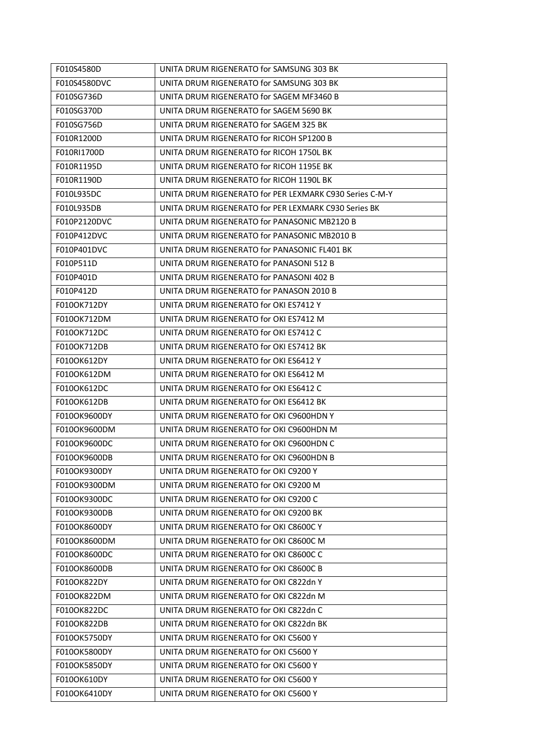| | |
|---|---|
| F010S4580D | UNITA DRUM RIGENERATO for SAMSUNG 303 BK |
| F010S4580DVC | UNITA DRUM RIGENERATO for SAMSUNG 303 BK |
| F010SG736D | UNITA DRUM RIGENERATO for SAGEM MF3460 B |
| F010SG370D | UNITA DRUM RIGENERATO for SAGEM 5690 BK |
| F010SG756D | UNITA DRUM RIGENERATO for SAGEM 325 BK |
| F010R1200D | UNITA DRUM RIGENERATO for RICOH SP1200 B |
| F010RI1700D | UNITA DRUM RIGENERATO for RICOH 1750L BK |
| F010R1195D | UNITA DRUM RIGENERATO for RICOH 1195E BK |
| F010R1190D | UNITA DRUM RIGENERATO for RICOH 1190L BK |
| F010L935DC | UNITA DRUM RIGENERATO for PER LEXMARK C930 Series C-M-Y |
| F010L935DB | UNITA DRUM RIGENERATO for PER LEXMARK C930 Series BK |
| F010P2120DVC | UNITA DRUM RIGENERATO for PANASONIC MB2120 B |
| F010P412DVC | UNITA DRUM RIGENERATO for PANASONIC MB2010 B |
| F010P401DVC | UNITA DRUM RIGENERATO for PANASONIC FL401 BK |
| F010P511D | UNITA DRUM RIGENERATO for PANASONI 512 B |
| F010P401D | UNITA DRUM RIGENERATO for PANASONI 402 B |
| F010P412D | UNITA DRUM RIGENERATO for PANASON 2010 B |
| F010OK712DY | UNITA DRUM RIGENERATO for OKI ES7412 Y |
| F010OK712DM | UNITA DRUM RIGENERATO for OKI ES7412 M |
| F010OK712DC | UNITA DRUM RIGENERATO for OKI ES7412 C |
| F010OK712DB | UNITA DRUM RIGENERATO for OKI ES7412 BK |
| F010OK612DY | UNITA DRUM RIGENERATO for OKI ES6412 Y |
| F010OK612DM | UNITA DRUM RIGENERATO for OKI ES6412 M |
| F010OK612DC | UNITA DRUM RIGENERATO for OKI ES6412 C |
| F010OK612DB | UNITA DRUM RIGENERATO for OKI ES6412 BK |
| F010OK9600DY | UNITA DRUM RIGENERATO for OKI C9600HDN Y |
| F010OK9600DM | UNITA DRUM RIGENERATO for OKI C9600HDN M |
| F010OK9600DC | UNITA DRUM RIGENERATO for OKI C9600HDN C |
| F010OK9600DB | UNITA DRUM RIGENERATO for OKI C9600HDN B |
| F010OK9300DY | UNITA DRUM RIGENERATO for OKI C9200 Y |
| F010OK9300DM | UNITA DRUM RIGENERATO for OKI C9200 M |
| F010OK9300DC | UNITA DRUM RIGENERATO for OKI C9200 C |
| F010OK9300DB | UNITA DRUM RIGENERATO for OKI C9200 BK |
| F010OK8600DY | UNITA DRUM RIGENERATO for OKI C8600C Y |
| F010OK8600DM | UNITA DRUM RIGENERATO for OKI C8600C M |
| F010OK8600DC | UNITA DRUM RIGENERATO for OKI C8600C C |
| F010OK8600DB | UNITA DRUM RIGENERATO for OKI C8600C B |
| F010OK822DY | UNITA DRUM RIGENERATO for OKI C822dn Y |
| F010OK822DM | UNITA DRUM RIGENERATO for OKI C822dn M |
| F010OK822DC | UNITA DRUM RIGENERATO for OKI C822dn C |
| F010OK822DB | UNITA DRUM RIGENERATO for OKI C822dn BK |
| F010OK5750DY | UNITA DRUM RIGENERATO for OKI C5600 Y |
| F010OK5800DY | UNITA DRUM RIGENERATO for OKI C5600 Y |
| F010OK5850DY | UNITA DRUM RIGENERATO for OKI C5600 Y |
| F010OK610DY | UNITA DRUM RIGENERATO for OKI C5600 Y |
| F010OK6410DY | UNITA DRUM RIGENERATO for OKI C5600 Y |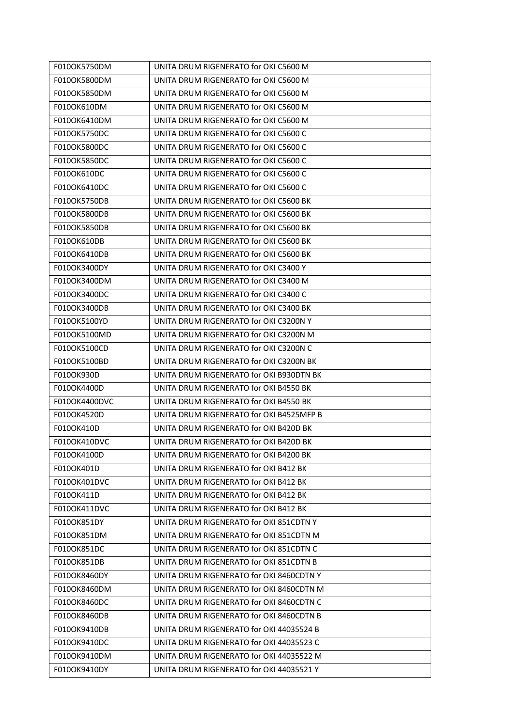| F010OK5750DM | UNITA DRUM RIGENERATO for OKI C5600 M |
|---|---|
| F010OK5800DM | UNITA DRUM RIGENERATO for OKI C5600 M |
| F010OK5850DM | UNITA DRUM RIGENERATO for OKI C5600 M |
| F010OK610DM | UNITA DRUM RIGENERATO for OKI C5600 M |
| F010OK6410DM | UNITA DRUM RIGENERATO for OKI C5600 M |
| F010OK5750DC | UNITA DRUM RIGENERATO for OKI C5600 C |
| F010OK5800DC | UNITA DRUM RIGENERATO for OKI C5600 C |
| F010OK5850DC | UNITA DRUM RIGENERATO for OKI C5600 C |
| F010OK610DC | UNITA DRUM RIGENERATO for OKI C5600 C |
| F010OK6410DC | UNITA DRUM RIGENERATO for OKI C5600 C |
| F010OK5750DB | UNITA DRUM RIGENERATO for OKI C5600 BK |
| F010OK5800DB | UNITA DRUM RIGENERATO for OKI C5600 BK |
| F010OK5850DB | UNITA DRUM RIGENERATO for OKI C5600 BK |
| F010OK610DB | UNITA DRUM RIGENERATO for OKI C5600 BK |
| F010OK6410DB | UNITA DRUM RIGENERATO for OKI C5600 BK |
| F010OK3400DY | UNITA DRUM RIGENERATO for OKI C3400 Y |
| F010OK3400DM | UNITA DRUM RIGENERATO for OKI C3400 M |
| F010OK3400DC | UNITA DRUM RIGENERATO for OKI C3400 C |
| F010OK3400DB | UNITA DRUM RIGENERATO for OKI C3400 BK |
| F010OK5100YD | UNITA DRUM RIGENERATO for OKI C3200N Y |
| F010OK5100MD | UNITA DRUM RIGENERATO for OKI C3200N M |
| F010OK5100CD | UNITA DRUM RIGENERATO for OKI C3200N C |
| F010OK5100BD | UNITA DRUM RIGENERATO for OKI C3200N BK |
| F010OK930D | UNITA DRUM RIGENERATO for OKI B930DTN BK |
| F010OK4400D | UNITA DRUM RIGENERATO for OKI B4550 BK |
| F010OK4400DVC | UNITA DRUM RIGENERATO for OKI B4550 BK |
| F010OK4520D | UNITA DRUM RIGENERATO for OKI B4525MFP B |
| F010OK410D | UNITA DRUM RIGENERATO for OKI B420D BK |
| F010OK410DVC | UNITA DRUM RIGENERATO for OKI B420D BK |
| F010OK4100D | UNITA DRUM RIGENERATO for OKI B4200 BK |
| F010OK401D | UNITA DRUM RIGENERATO for OKI B412 BK |
| F010OK401DVC | UNITA DRUM RIGENERATO for OKI B412 BK |
| F010OK411D | UNITA DRUM RIGENERATO for OKI B412 BK |
| F010OK411DVC | UNITA DRUM RIGENERATO for OKI B412 BK |
| F010OK851DY | UNITA DRUM RIGENERATO for OKI 851CDTN Y |
| F010OK851DM | UNITA DRUM RIGENERATO for OKI 851CDTN M |
| F010OK851DC | UNITA DRUM RIGENERATO for OKI 851CDTN C |
| F010OK851DB | UNITA DRUM RIGENERATO for OKI 851CDTN B |
| F010OK8460DY | UNITA DRUM RIGENERATO for OKI 8460CDTN Y |
| F010OK8460DM | UNITA DRUM RIGENERATO for OKI 8460CDTN M |
| F010OK8460DC | UNITA DRUM RIGENERATO for OKI 8460CDTN C |
| F010OK8460DB | UNITA DRUM RIGENERATO for OKI 8460CDTN B |
| F010OK9410DB | UNITA DRUM RIGENERATO for OKI 44035524 B |
| F010OK9410DC | UNITA DRUM RIGENERATO for OKI 44035523 C |
| F010OK9410DM | UNITA DRUM RIGENERATO for OKI 44035522 M |
| F010OK9410DY | UNITA DRUM RIGENERATO for OKI 44035521 Y |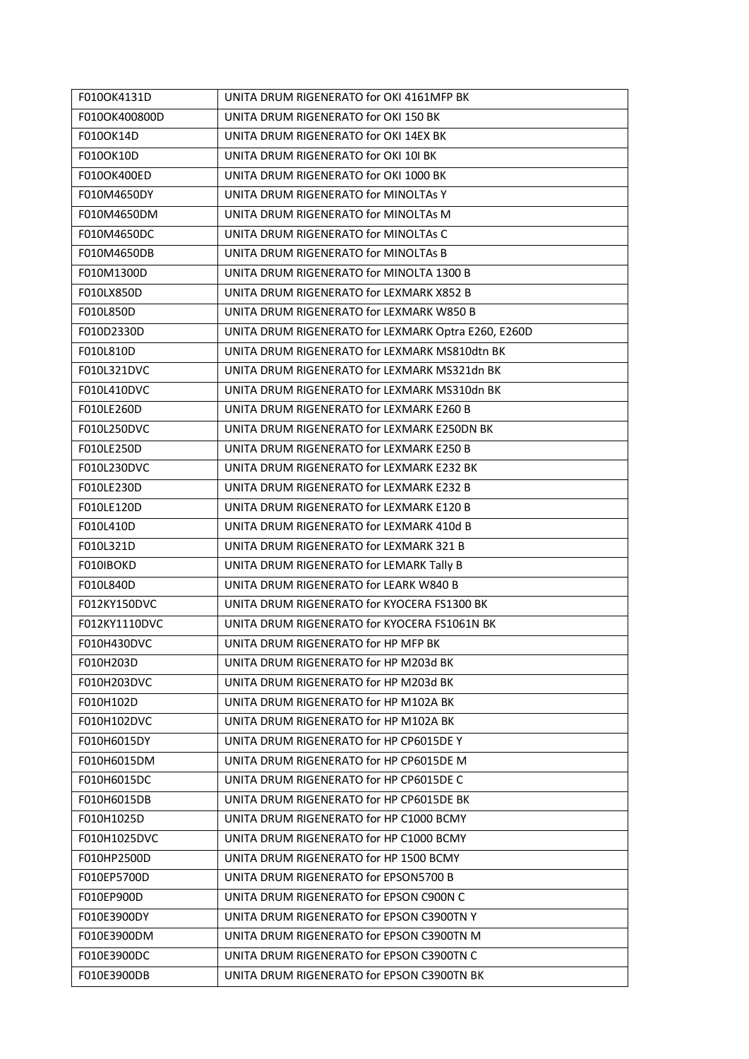| F010OK4131D | UNITA DRUM RIGENERATO for OKI 4161MFP BK |
|---|---|
| F010OK400800D | UNITA DRUM RIGENERATO for OKI 150 BK |
| F010OK14D | UNITA DRUM RIGENERATO for OKI 14EX BK |
| F010OK10D | UNITA DRUM RIGENERATO for OKI 10I BK |
| F010OK400ED | UNITA DRUM RIGENERATO for OKI 1000 BK |
| F010M4650DY | UNITA DRUM RIGENERATO for MINOLTAs Y |
| F010M4650DM | UNITA DRUM RIGENERATO for MINOLTAs M |
| F010M4650DC | UNITA DRUM RIGENERATO for MINOLTAs C |
| F010M4650DB | UNITA DRUM RIGENERATO for MINOLTAs B |
| F010M1300D | UNITA DRUM RIGENERATO for MINOLTA 1300 B |
| F010LX850D | UNITA DRUM RIGENERATO for LEXMARK X852 B |
| F010L850D | UNITA DRUM RIGENERATO for LEXMARK W850 B |
| F010D2330D | UNITA DRUM RIGENERATO for LEXMARK Optra E260, E260D |
| F010L810D | UNITA DRUM RIGENERATO for LEXMARK MS810dtn BK |
| F010L321DVC | UNITA DRUM RIGENERATO for LEXMARK MS321dn BK |
| F010L410DVC | UNITA DRUM RIGENERATO for LEXMARK MS310dn BK |
| F010LE260D | UNITA DRUM RIGENERATO for LEXMARK E260 B |
| F010L250DVC | UNITA DRUM RIGENERATO for LEXMARK E250DN BK |
| F010LE250D | UNITA DRUM RIGENERATO for LEXMARK E250 B |
| F010L230DVC | UNITA DRUM RIGENERATO for LEXMARK E232 BK |
| F010LE230D | UNITA DRUM RIGENERATO for LEXMARK E232 B |
| F010LE120D | UNITA DRUM RIGENERATO for LEXMARK E120 B |
| F010L410D | UNITA DRUM RIGENERATO for LEXMARK 410d B |
| F010L321D | UNITA DRUM RIGENERATO for LEXMARK 321 B |
| F010IBOKD | UNITA DRUM RIGENERATO for LEMARK Tally B |
| F010L840D | UNITA DRUM RIGENERATO for LEARK W840 B |
| F012KY150DVC | UNITA DRUM RIGENERATO for KYOCERA FS1300 BK |
| F012KY1110DVC | UNITA DRUM RIGENERATO for KYOCERA FS1061N BK |
| F010H430DVC | UNITA DRUM RIGENERATO for HP MFP BK |
| F010H203D | UNITA DRUM RIGENERATO for HP M203d BK |
| F010H203DVC | UNITA DRUM RIGENERATO for HP M203d BK |
| F010H102D | UNITA DRUM RIGENERATO for HP M102A BK |
| F010H102DVC | UNITA DRUM RIGENERATO for HP M102A BK |
| F010H6015DY | UNITA DRUM RIGENERATO for HP CP6015DE Y |
| F010H6015DM | UNITA DRUM RIGENERATO for HP CP6015DE M |
| F010H6015DC | UNITA DRUM RIGENERATO for HP CP6015DE C |
| F010H6015DB | UNITA DRUM RIGENERATO for HP CP6015DE BK |
| F010H1025D | UNITA DRUM RIGENERATO for HP C1000 BCMY |
| F010H1025DVC | UNITA DRUM RIGENERATO for HP C1000 BCMY |
| F010HP2500D | UNITA DRUM RIGENERATO for HP 1500 BCMY |
| F010EP5700D | UNITA DRUM RIGENERATO for EPSON5700 B |
| F010EP900D | UNITA DRUM RIGENERATO for EPSON C900N C |
| F010E3900DY | UNITA DRUM RIGENERATO for EPSON C3900TN Y |
| F010E3900DM | UNITA DRUM RIGENERATO for EPSON C3900TN M |
| F010E3900DC | UNITA DRUM RIGENERATO for EPSON C3900TN C |
| F010E3900DB | UNITA DRUM RIGENERATO for EPSON C3900TN BK |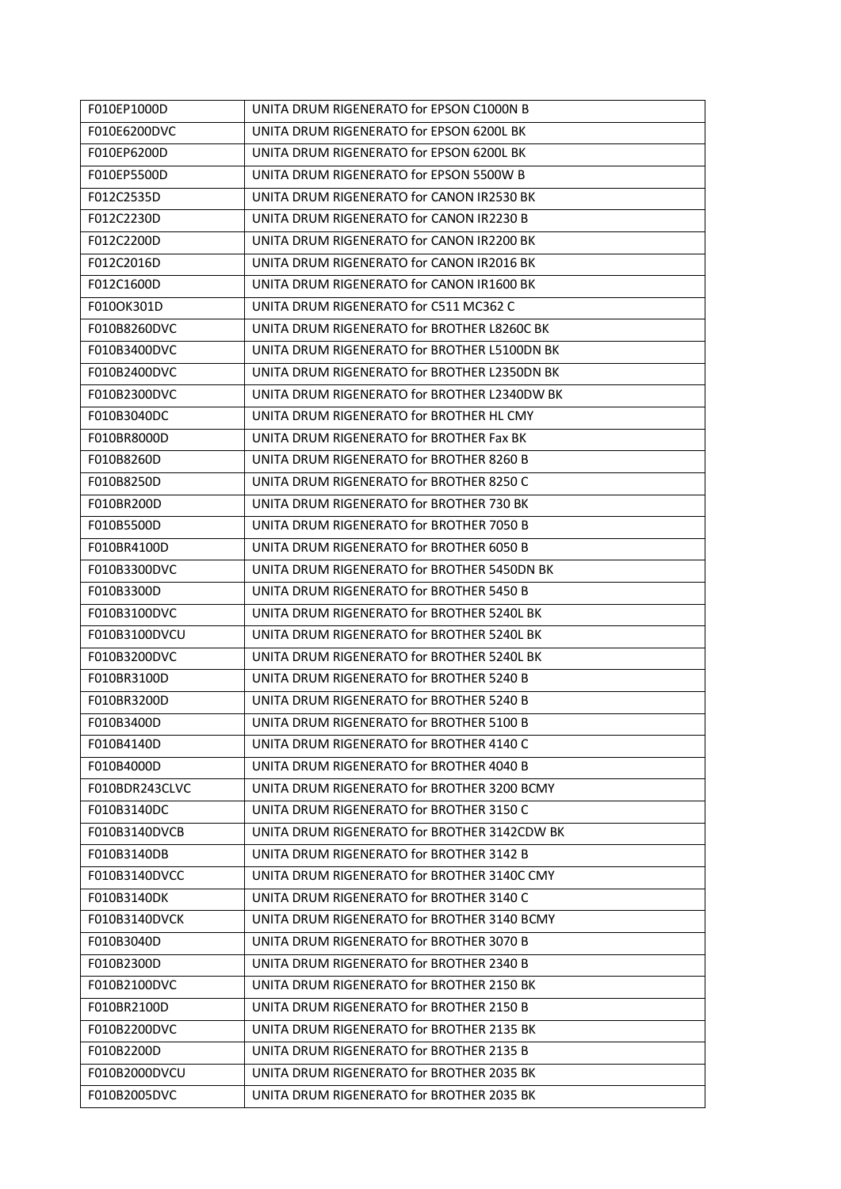| F010EP1000D | UNITA DRUM RIGENERATO for EPSON C1000N B |
|---|---|
| F010E6200DVC | UNITA DRUM RIGENERATO for EPSON 6200L BK |
| F010EP6200D | UNITA DRUM RIGENERATO for EPSON 6200L BK |
| F010EP5500D | UNITA DRUM RIGENERATO for EPSON 5500W B |
| F012C2535D | UNITA DRUM RIGENERATO for CANON IR2530 BK |
| F012C2230D | UNITA DRUM RIGENERATO for CANON IR2230 B |
| F012C2200D | UNITA DRUM RIGENERATO for CANON IR2200 BK |
| F012C2016D | UNITA DRUM RIGENERATO for CANON IR2016 BK |
| F012C1600D | UNITA DRUM RIGENERATO for CANON IR1600 BK |
| F010OK301D | UNITA DRUM RIGENERATO for C511 MC362 C |
| F010B8260DVC | UNITA DRUM RIGENERATO for BROTHER L8260C BK |
| F010B3400DVC | UNITA DRUM RIGENERATO for BROTHER L5100DN BK |
| F010B2400DVC | UNITA DRUM RIGENERATO for BROTHER L2350DN BK |
| F010B2300DVC | UNITA DRUM RIGENERATO for BROTHER L2340DW BK |
| F010B3040DC | UNITA DRUM RIGENERATO for BROTHER HL CMY |
| F010BR8000D | UNITA DRUM RIGENERATO for BROTHER Fax BK |
| F010B8260D | UNITA DRUM RIGENERATO for BROTHER 8260 B |
| F010B8250D | UNITA DRUM RIGENERATO for BROTHER 8250 C |
| F010BR200D | UNITA DRUM RIGENERATO for BROTHER 730 BK |
| F010B5500D | UNITA DRUM RIGENERATO for BROTHER 7050 B |
| F010BR4100D | UNITA DRUM RIGENERATO for BROTHER 6050 B |
| F010B3300DVC | UNITA DRUM RIGENERATO for BROTHER 5450DN BK |
| F010B3300D | UNITA DRUM RIGENERATO for BROTHER 5450 B |
| F010B3100DVC | UNITA DRUM RIGENERATO for BROTHER 5240L BK |
| F010B3100DVCU | UNITA DRUM RIGENERATO for BROTHER 5240L BK |
| F010B3200DVC | UNITA DRUM RIGENERATO for BROTHER 5240L BK |
| F010BR3100D | UNITA DRUM RIGENERATO for BROTHER 5240 B |
| F010BR3200D | UNITA DRUM RIGENERATO for BROTHER 5240 B |
| F010B3400D | UNITA DRUM RIGENERATO for BROTHER 5100 B |
| F010B4140D | UNITA DRUM RIGENERATO for BROTHER 4140 C |
| F010B4000D | UNITA DRUM RIGENERATO for BROTHER 4040 B |
| F010BDR243CLVC | UNITA DRUM RIGENERATO for BROTHER 3200 BCMY |
| F010B3140DC | UNITA DRUM RIGENERATO for BROTHER 3150 C |
| F010B3140DVCB | UNITA DRUM RIGENERATO for BROTHER 3142CDW BK |
| F010B3140DB | UNITA DRUM RIGENERATO for BROTHER 3142 B |
| F010B3140DVCC | UNITA DRUM RIGENERATO for BROTHER 3140C CMY |
| F010B3140DK | UNITA DRUM RIGENERATO for BROTHER 3140 C |
| F010B3140DVCK | UNITA DRUM RIGENERATO for BROTHER 3140 BCMY |
| F010B3040D | UNITA DRUM RIGENERATO for BROTHER 3070 B |
| F010B2300D | UNITA DRUM RIGENERATO for BROTHER 2340 B |
| F010B2100DVC | UNITA DRUM RIGENERATO for BROTHER 2150 BK |
| F010BR2100D | UNITA DRUM RIGENERATO for BROTHER 2150 B |
| F010B2200DVC | UNITA DRUM RIGENERATO for BROTHER 2135 BK |
| F010B2200D | UNITA DRUM RIGENERATO for BROTHER 2135 B |
| F010B2000DVCU | UNITA DRUM RIGENERATO for BROTHER 2035 BK |
| F010B2005DVC | UNITA DRUM RIGENERATO for BROTHER 2035 BK |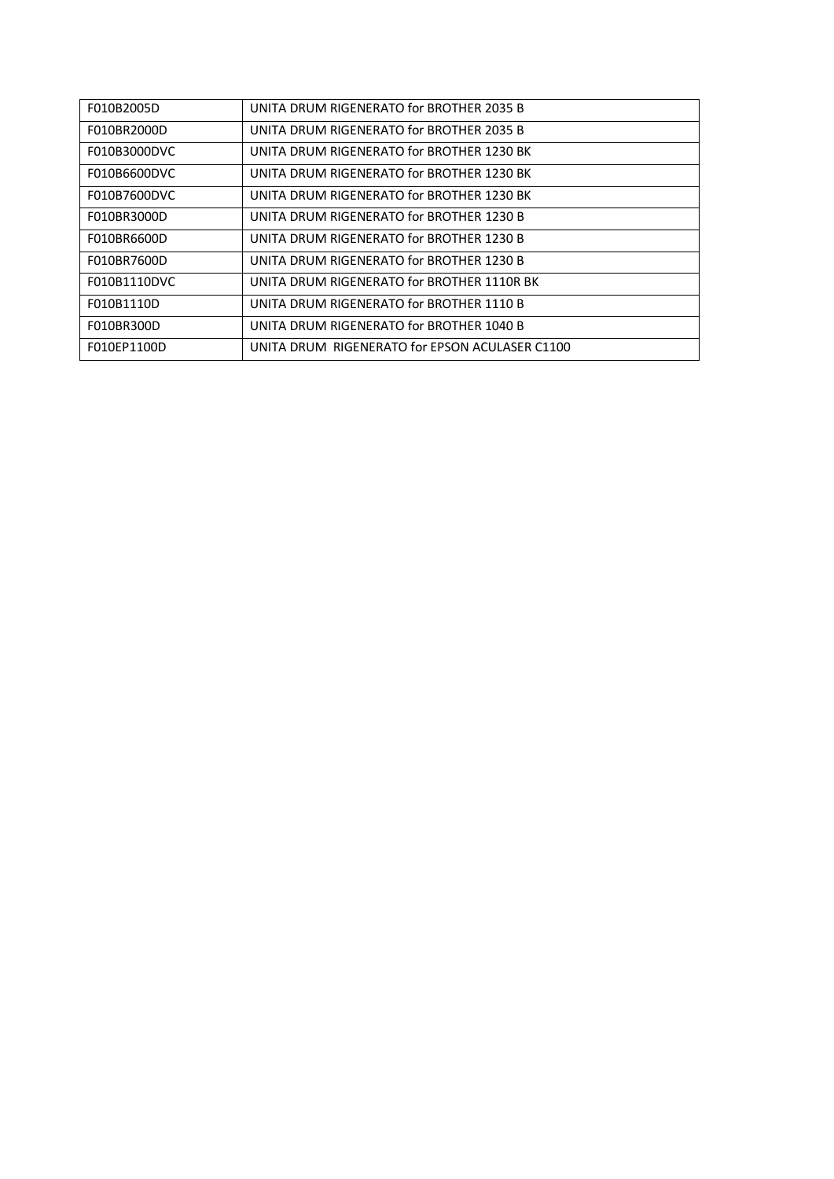| | |
|---|---|
| F010B2005D | UNITA DRUM RIGENERATO for BROTHER 2035 B |
| F010BR2000D | UNITA DRUM RIGENERATO for BROTHER 2035 B |
| F010B3000DVC | UNITA DRUM RIGENERATO for BROTHER 1230 BK |
| F010B6600DVC | UNITA DRUM RIGENERATO for BROTHER 1230 BK |
| F010B7600DVC | UNITA DRUM RIGENERATO for BROTHER 1230 BK |
| F010BR3000D | UNITA DRUM RIGENERATO for BROTHER 1230 B |
| F010BR6600D | UNITA DRUM RIGENERATO for BROTHER 1230 B |
| F010BR7600D | UNITA DRUM RIGENERATO for BROTHER 1230 B |
| F010B1110DVC | UNITA DRUM RIGENERATO for BROTHER 1110R BK |
| F010B1110D | UNITA DRUM RIGENERATO for BROTHER 1110 B |
| F010BR300D | UNITA DRUM RIGENERATO for BROTHER 1040 B |
| F010EP1100D | UNITA DRUM RIGENERATO for EPSON ACULASER C1100 |